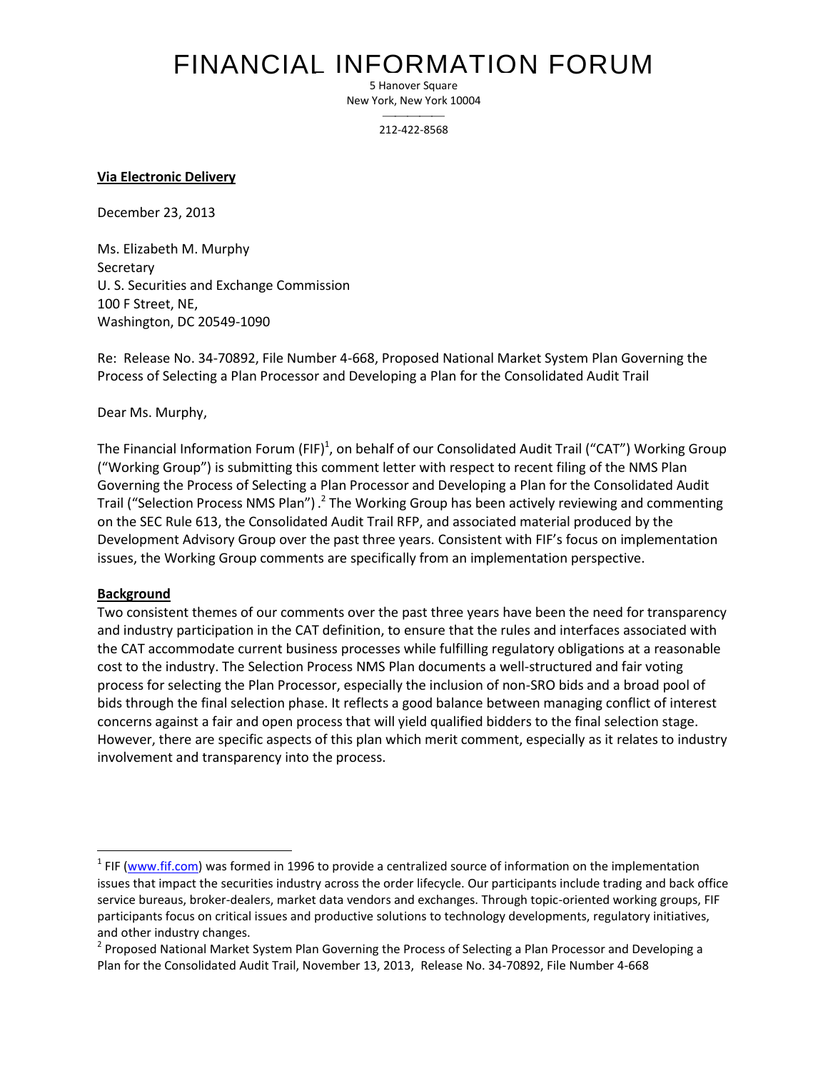# FINANCIAL INFORMATION FORUM

5 Hanover Square
New York, New York 10004

212-422-8568

**Via Electronic Delivery**

December 23, 2013

Ms. Elizabeth M. Murphy
Secretary
U. S. Securities and Exchange Commission
100 F Street, NE,
Washington, DC 20549-1090

Re: Release No. 34-70892, File Number 4-668, Proposed National Market System Plan Governing the Process of Selecting a Plan Processor and Developing a Plan for the Consolidated Audit Trail

Dear Ms. Murphy,

The Financial Information Forum (FIF)[1], on behalf of our Consolidated Audit Trail ("CAT") Working Group ("Working Group") is submitting this comment letter with respect to recent filing of the NMS Plan Governing the Process of Selecting a Plan Processor and Developing a Plan for the Consolidated Audit Trail ("Selection Process NMS Plan").[2] The Working Group has been actively reviewing and commenting on the SEC Rule 613, the Consolidated Audit Trail RFP, and associated material produced by the Development Advisory Group over the past three years. Consistent with FIF's focus on implementation issues, the Working Group comments are specifically from an implementation perspective.

**Background**

Two consistent themes of our comments over the past three years have been the need for transparency and industry participation in the CAT definition, to ensure that the rules and interfaces associated with the CAT accommodate current business processes while fulfilling regulatory obligations at a reasonable cost to the industry. The Selection Process NMS Plan documents a well-structured and fair voting process for selecting the Plan Processor, especially the inclusion of non-SRO bids and a broad pool of bids through the final selection phase. It reflects a good balance between managing conflict of interest concerns against a fair and open process that will yield qualified bidders to the final selection stage. However, there are specific aspects of this plan which merit comment, especially as it relates to industry involvement and transparency into the process.

---

[1] FIF (www.fif.com) was formed in 1996 to provide a centralized source of information on the implementation issues that impact the securities industry across the order lifecycle. Our participants include trading and back office service bureaus, broker-dealers, market data vendors and exchanges. Through topic-oriented working groups, FIF participants focus on critical issues and productive solutions to technology developments, regulatory initiatives, and other industry changes.

[2] Proposed National Market System Plan Governing the Process of Selecting a Plan Processor and Developing a Plan for the Consolidated Audit Trail, November 13, 2013, Release No. 34-70892, File Number 4-668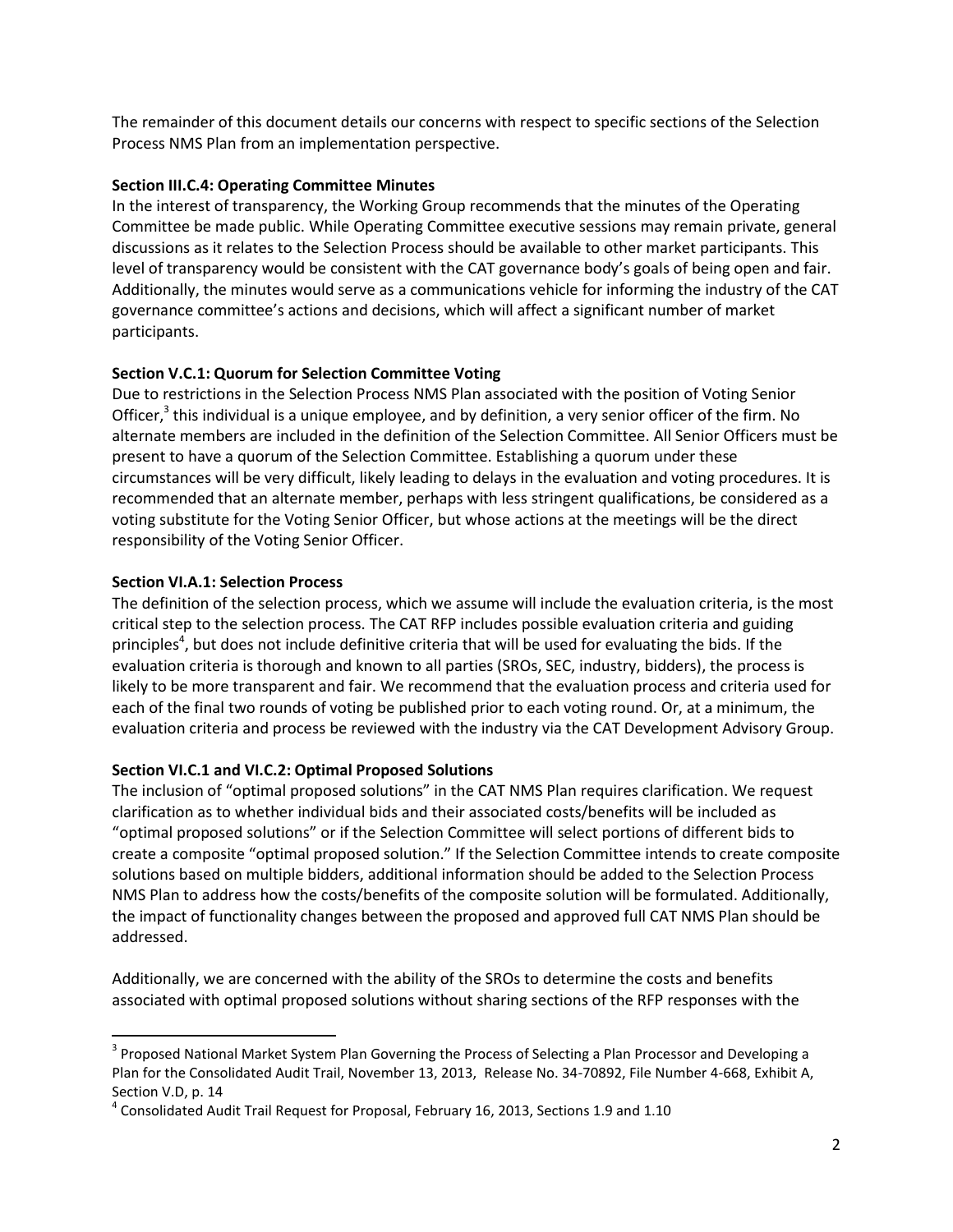The remainder of this document details our concerns with respect to specific sections of the Selection Process NMS Plan from an implementation perspective.

**Section III.C.4: Operating Committee Minutes**

In the interest of transparency, the Working Group recommends that the minutes of the Operating Committee be made public. While Operating Committee executive sessions may remain private, general discussions as it relates to the Selection Process should be available to other market participants. This level of transparency would be consistent with the CAT governance body's goals of being open and fair. Additionally, the minutes would serve as a communications vehicle for informing the industry of the CAT governance committee's actions and decisions, which will affect a significant number of market participants.

**Section V.C.1: Quorum for Selection Committee Voting**

Due to restrictions in the Selection Process NMS Plan associated with the position of Voting Senior Officer,[3] this individual is a unique employee, and by definition, a very senior officer of the firm. No alternate members are included in the definition of the Selection Committee. All Senior Officers must be present to have a quorum of the Selection Committee. Establishing a quorum under these circumstances will be very difficult, likely leading to delays in the evaluation and voting procedures. It is recommended that an alternate member, perhaps with less stringent qualifications, be considered as a voting substitute for the Voting Senior Officer, but whose actions at the meetings will be the direct responsibility of the Voting Senior Officer.

**Section VI.A.1: Selection Process**

The definition of the selection process, which we assume will include the evaluation criteria, is the most critical step to the selection process. The CAT RFP includes possible evaluation criteria and guiding principles[4], but does not include definitive criteria that will be used for evaluating the bids. If the evaluation criteria is thorough and known to all parties (SROs, SEC, industry, bidders), the process is likely to be more transparent and fair. We recommend that the evaluation process and criteria used for each of the final two rounds of voting be published prior to each voting round. Or, at a minimum, the evaluation criteria and process be reviewed with the industry via the CAT Development Advisory Group.

**Section VI.C.1 and VI.C.2: Optimal Proposed Solutions**

The inclusion of "optimal proposed solutions" in the CAT NMS Plan requires clarification. We request clarification as to whether individual bids and their associated costs/benefits will be included as "optimal proposed solutions" or if the Selection Committee will select portions of different bids to create a composite "optimal proposed solution." If the Selection Committee intends to create composite solutions based on multiple bidders, additional information should be added to the Selection Process NMS Plan to address how the costs/benefits of the composite solution will be formulated. Additionally, the impact of functionality changes between the proposed and approved full CAT NMS Plan should be addressed.

Additionally, we are concerned with the ability of the SROs to determine the costs and benefits associated with optimal proposed solutions without sharing sections of the RFP responses with the

---

[3] Proposed National Market System Plan Governing the Process of Selecting a Plan Processor and Developing a Plan for the Consolidated Audit Trail, November 13, 2013, Release No. 34-70892, File Number 4-668, Exhibit A, Section V.D, p. 14

[4] Consolidated Audit Trail Request for Proposal, February 16, 2013, Sections 1.9 and 1.10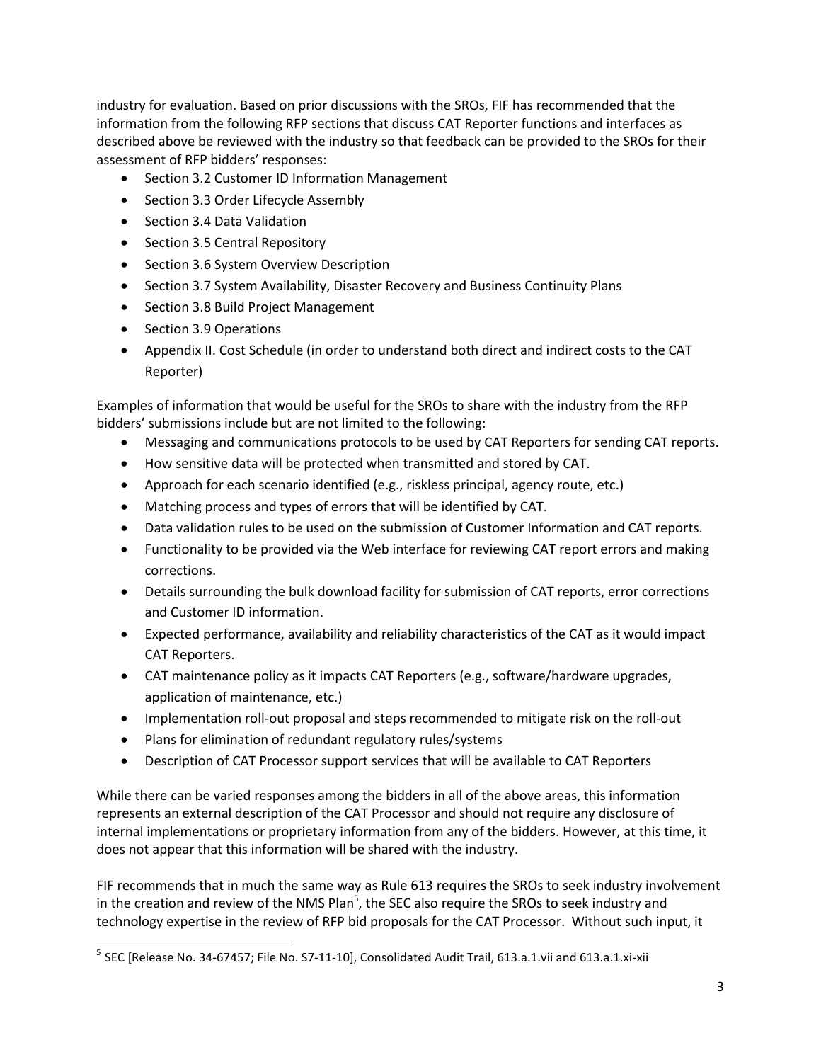industry for evaluation. Based on prior discussions with the SROs, FIF has recommended that the information from the following RFP sections that discuss CAT Reporter functions and interfaces as described above be reviewed with the industry so that feedback can be provided to the SROs for their assessment of RFP bidders' responses:

- Section 3.2 Customer ID Information Management
- Section 3.3 Order Lifecycle Assembly
- Section 3.4 Data Validation
- Section 3.5 Central Repository
- Section 3.6 System Overview Description
- Section 3.7 System Availability, Disaster Recovery and Business Continuity Plans
- Section 3.8 Build Project Management
- Section 3.9 Operations
- Appendix II. Cost Schedule (in order to understand both direct and indirect costs to the CAT Reporter)

Examples of information that would be useful for the SROs to share with the industry from the RFP bidders' submissions include but are not limited to the following:

- Messaging and communications protocols to be used by CAT Reporters for sending CAT reports.
- How sensitive data will be protected when transmitted and stored by CAT.
- Approach for each scenario identified (e.g., riskless principal, agency route, etc.)
- Matching process and types of errors that will be identified by CAT.
- Data validation rules to be used on the submission of Customer Information and CAT reports.
- Functionality to be provided via the Web interface for reviewing CAT report errors and making corrections.
- Details surrounding the bulk download facility for submission of CAT reports, error corrections and Customer ID information.
- Expected performance, availability and reliability characteristics of the CAT as it would impact CAT Reporters.
- CAT maintenance policy as it impacts CAT Reporters (e.g., software/hardware upgrades, application of maintenance, etc.)
- Implementation roll-out proposal and steps recommended to mitigate risk on the roll-out
- Plans for elimination of redundant regulatory rules/systems
- Description of CAT Processor support services that will be available to CAT Reporters

While there can be varied responses among the bidders in all of the above areas, this information represents an external description of the CAT Processor and should not require any disclosure of internal implementations or proprietary information from any of the bidders. However, at this time, it does not appear that this information will be shared with the industry.

FIF recommends that in much the same way as Rule 613 requires the SROs to seek industry involvement in the creation and review of the NMS Plan[5], the SEC also require the SROs to seek industry and technology expertise in the review of RFP bid proposals for the CAT Processor. Without such input, it

[5] SEC [Release No. 34-67457; File No. S7-11-10], Consolidated Audit Trail, 613.a.1.vii and 613.a.1.xi-xii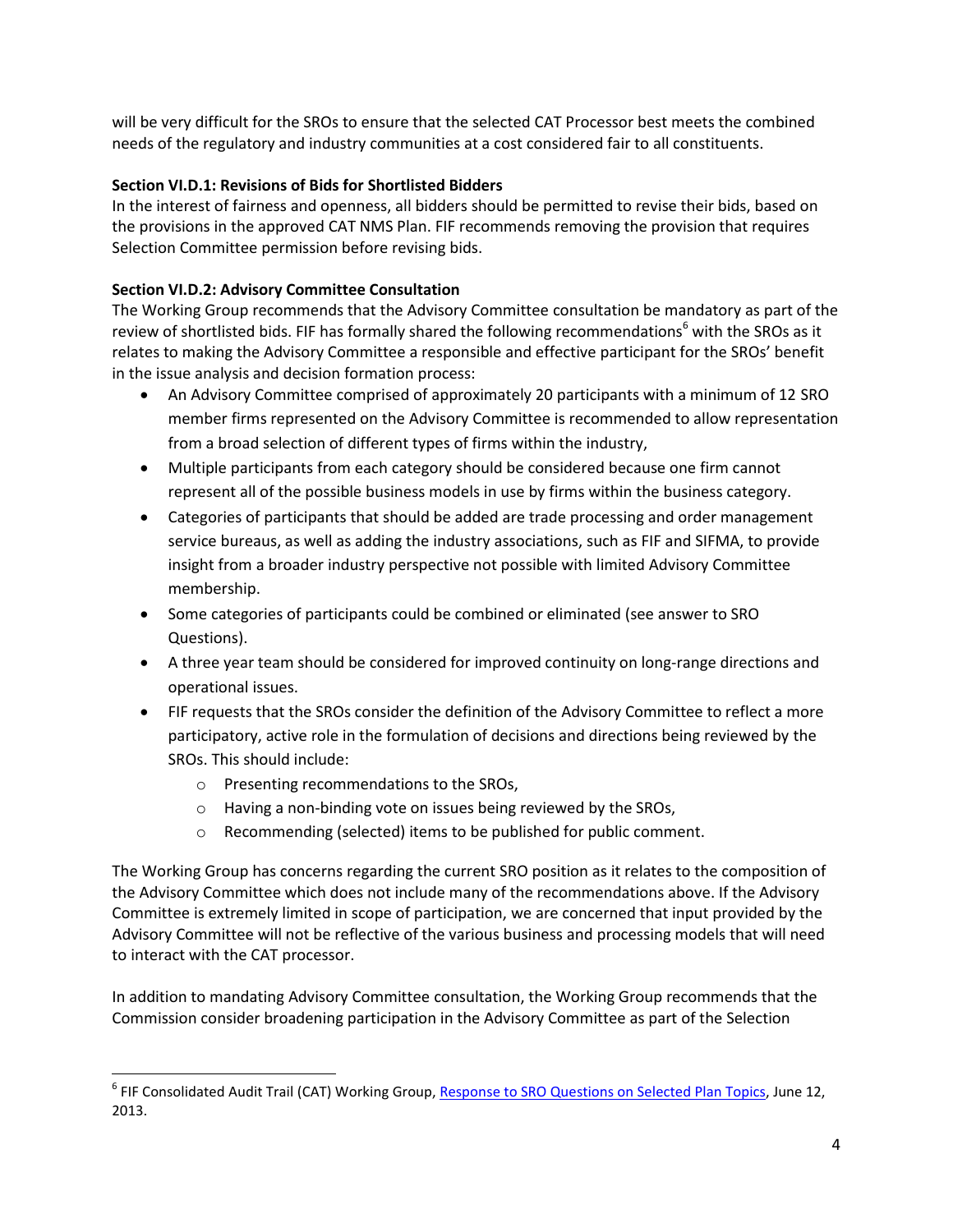will be very difficult for the SROs to ensure that the selected CAT Processor best meets the combined needs of the regulatory and industry communities at a cost considered fair to all constituents.

**Section VI.D.1: Revisions of Bids for Shortlisted Bidders**

In the interest of fairness and openness, all bidders should be permitted to revise their bids, based on the provisions in the approved CAT NMS Plan. FIF recommends removing the provision that requires Selection Committee permission before revising bids.

**Section VI.D.2: Advisory Committee Consultation**

The Working Group recommends that the Advisory Committee consultation be mandatory as part of the review of shortlisted bids. FIF has formally shared the following recommendations[6] with the SROs as it relates to making the Advisory Committee a responsible and effective participant for the SROs' benefit in the issue analysis and decision formation process:

- An Advisory Committee comprised of approximately 20 participants with a minimum of 12 SRO member firms represented on the Advisory Committee is recommended to allow representation from a broad selection of different types of firms within the industry,
- Multiple participants from each category should be considered because one firm cannot represent all of the possible business models in use by firms within the business category.
- Categories of participants that should be added are trade processing and order management service bureaus, as well as adding the industry associations, such as FIF and SIFMA, to provide insight from a broader industry perspective not possible with limited Advisory Committee membership.
- Some categories of participants could be combined or eliminated (see answer to SRO Questions).
- A three year team should be considered for improved continuity on long-range directions and operational issues.
- FIF requests that the SROs consider the definition of the Advisory Committee to reflect a more participatory, active role in the formulation of decisions and directions being reviewed by the SROs. This should include:
  - Presenting recommendations to the SROs,
  - Having a non-binding vote on issues being reviewed by the SROs,
  - Recommending (selected) items to be published for public comment.

The Working Group has concerns regarding the current SRO position as it relates to the composition of the Advisory Committee which does not include many of the recommendations above. If the Advisory Committee is extremely limited in scope of participation, we are concerned that input provided by the Advisory Committee will not be reflective of the various business and processing models that will need to interact with the CAT processor.

In addition to mandating Advisory Committee consultation, the Working Group recommends that the Commission consider broadening participation in the Advisory Committee as part of the Selection

---

[6] FIF Consolidated Audit Trail (CAT) Working Group, Response to SRO Questions on Selected Plan Topics, June 12, 2013.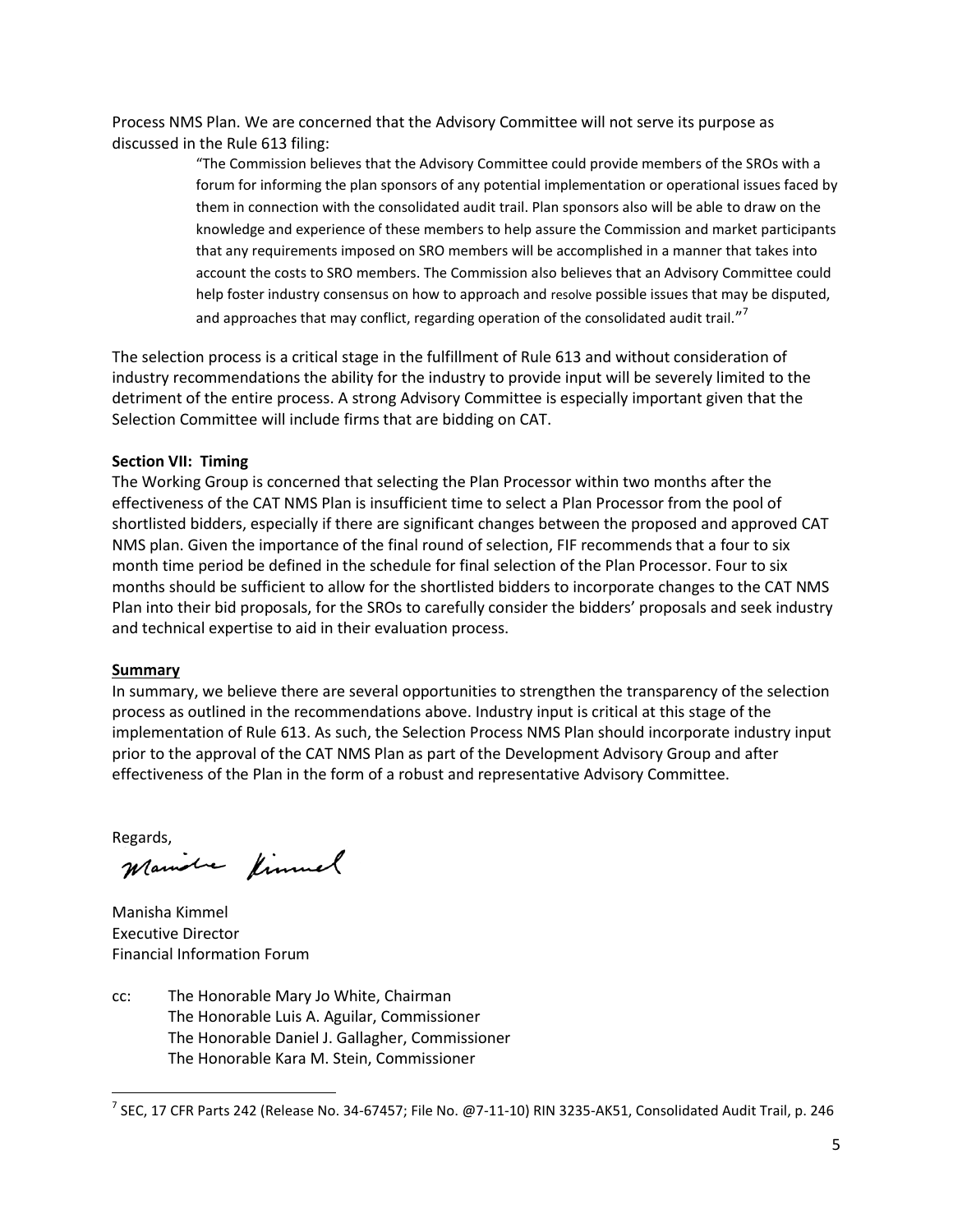Process NMS Plan. We are concerned that the Advisory Committee will not serve its purpose as discussed in the Rule 613 filing:

> "The Commission believes that the Advisory Committee could provide members of the SROs with a forum for informing the plan sponsors of any potential implementation or operational issues faced by them in connection with the consolidated audit trail. Plan sponsors also will be able to draw on the knowledge and experience of these members to help assure the Commission and market participants that any requirements imposed on SRO members will be accomplished in a manner that takes into account the costs to SRO members. The Commission also believes that an Advisory Committee could help foster industry consensus on how to approach and resolve possible issues that may be disputed, and approaches that may conflict, regarding operation of the consolidated audit trail."[7]

The selection process is a critical stage in the fulfillment of Rule 613 and without consideration of industry recommendations the ability for the industry to provide input will be severely limited to the detriment of the entire process. A strong Advisory Committee is especially important given that the Selection Committee will include firms that are bidding on CAT.

**Section VII: Timing**

The Working Group is concerned that selecting the Plan Processor within two months after the effectiveness of the CAT NMS Plan is insufficient time to select a Plan Processor from the pool of shortlisted bidders, especially if there are significant changes between the proposed and approved CAT NMS plan. Given the importance of the final round of selection, FIF recommends that a four to six month time period be defined in the schedule for final selection of the Plan Processor. Four to six months should be sufficient to allow for the shortlisted bidders to incorporate changes to the CAT NMS Plan into their bid proposals, for the SROs to carefully consider the bidders' proposals and seek industry and technical expertise to aid in their evaluation process.

**Summary**

In summary, we believe there are several opportunities to strengthen the transparency of the selection process as outlined in the recommendations above. Industry input is critical at this stage of the implementation of Rule 613. As such, the Selection Process NMS Plan should incorporate industry input prior to the approval of the CAT NMS Plan as part of the Development Advisory Group and after effectiveness of the Plan in the form of a robust and representative Advisory Committee.

Regards,

Manisha Kimmel
Executive Director
Financial Information Forum

cc: The Honorable Mary Jo White, Chairman
The Honorable Luis A. Aguilar, Commissioner
The Honorable Daniel J. Gallagher, Commissioner
The Honorable Kara M. Stein, Commissioner

[7] SEC, 17 CFR Parts 242 (Release No. 34-67457; File No. @7-11-10) RIN 3235-AK51, Consolidated Audit Trail, p. 246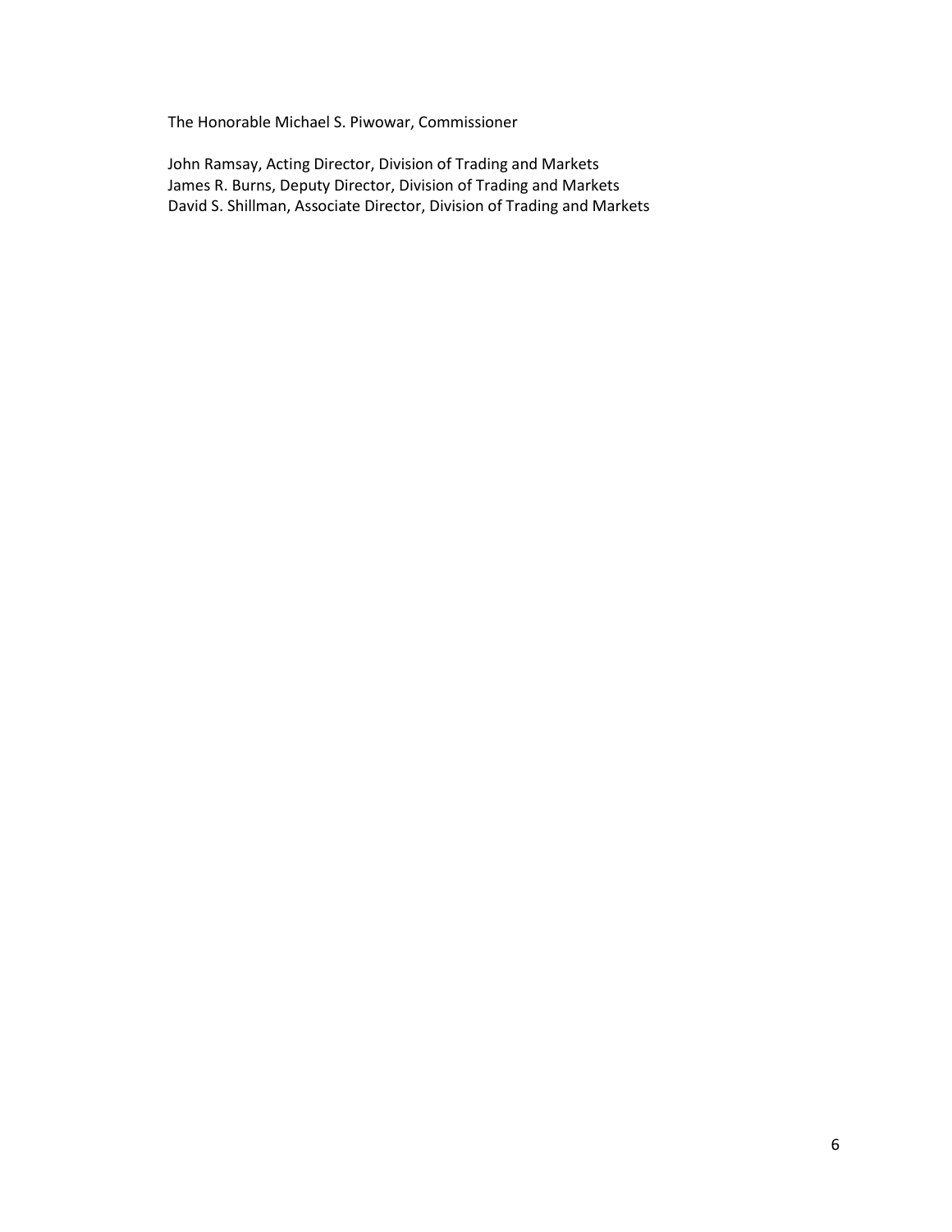The Honorable Michael S. Piwowar, Commissioner

John Ramsay, Acting Director, Division of Trading and Markets
James R. Burns, Deputy Director, Division of Trading and Markets
David S. Shillman, Associate Director, Division of Trading and Markets